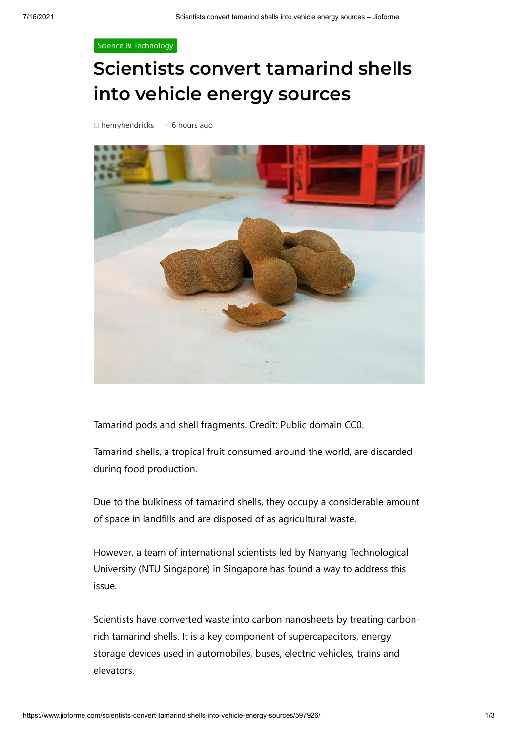Science & Technology

# Scientists convert tamarind shells into vehicle energy sources

henryhendricks • 6 hours ago

Tamarind pods and shell fragments. Credit: Public domain CC0.

Tamarind shells, a tropical fruit consumed around the world, are discarded during food production.

Due to the bulkiness of tamarind shells, they occupy a considerable amount of space in landfills and are disposed of as agricultural waste.

However, a team of international scientists led by Nanyang Technological University (NTU Singapore) in Singapore has found a way to address this issue.

Scientists have converted waste into carbon nanosheets by treating carbon-rich tamarind shells. It is a key component of supercapacitors, energy storage devices used in automobiles, buses, electric vehicles, trains and elevators.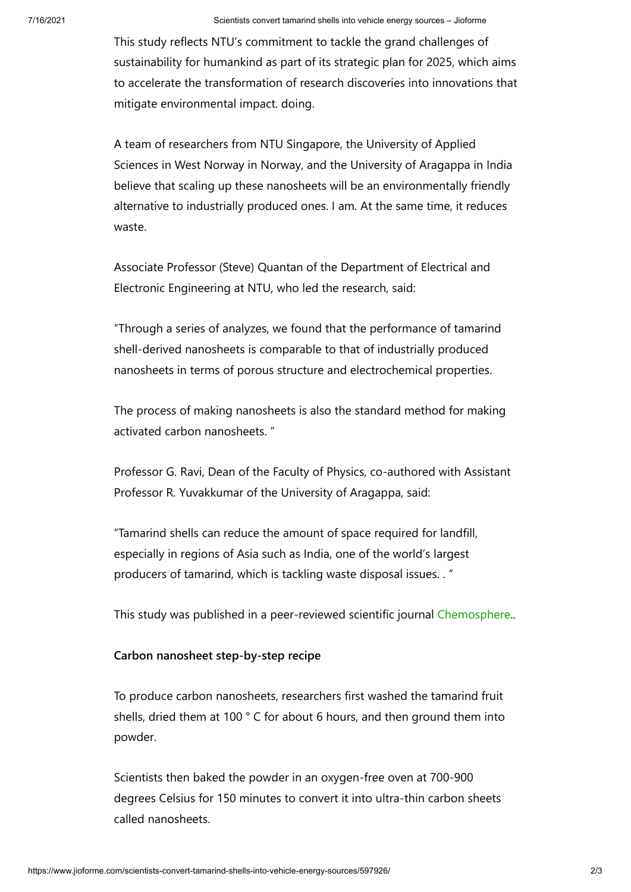This study reflects NTU's commitment to tackle the grand challenges of sustainability for humankind as part of its strategic plan for 2025, which aims to accelerate the transformation of research discoveries into innovations that mitigate environmental impact. doing.

A team of researchers from NTU Singapore, the University of Applied Sciences in West Norway in Norway, and the University of Aragappa in India believe that scaling up these nanosheets will be an environmentally friendly alternative to industrially produced ones. I am. At the same time, it reduces waste.

Associate Professor (Steve) Quantan of the Department of Electrical and Electronic Engineering at NTU, who led the research, said:

"Through a series of analyzes, we found that the performance of tamarind shell-derived nanosheets is comparable to that of industrially produced nanosheets in terms of porous structure and electrochemical properties.

The process of making nanosheets is also the standard method for making activated carbon nanosheets. "

Professor G. Ravi, Dean of the Faculty of Physics, co-authored with Assistant Professor R. Yuvakkumar of the University of Aragappa, said:

"Tamarind shells can reduce the amount of space required for landfill, especially in regions of Asia such as India, one of the world's largest producers of tamarind, which is tackling waste disposal issues. . "

This study was published in a peer-reviewed scientific journal Chemosphere..

**Carbon nanosheet step-by-step recipe**

To produce carbon nanosheets, researchers first washed the tamarind fruit shells, dried them at 100 ° C for about 6 hours, and then ground them into powder.

Scientists then baked the powder in an oxygen-free oven at 700-900 degrees Celsius for 150 minutes to convert it into ultra-thin carbon sheets called nanosheets.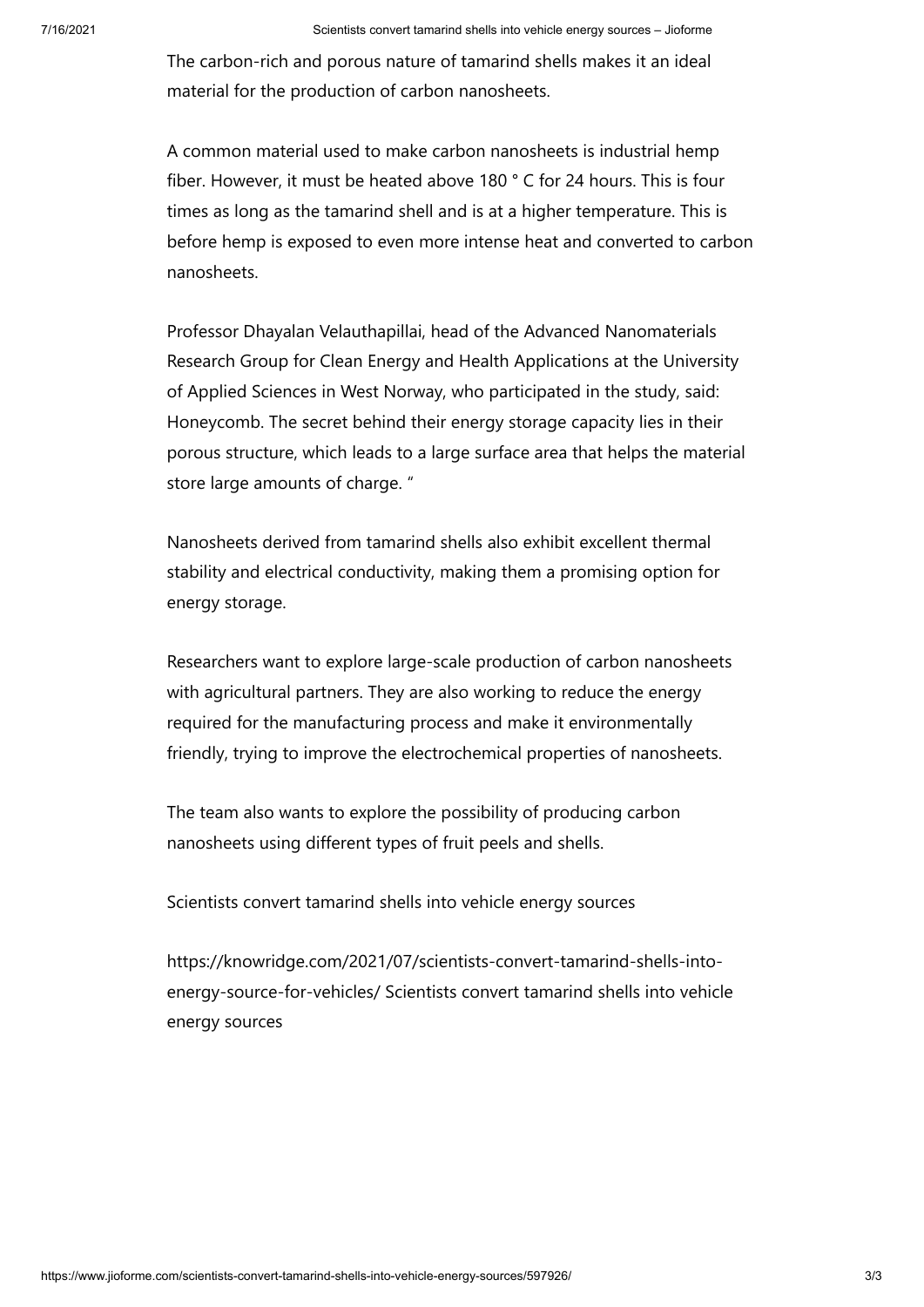The carbon-rich and porous nature of tamarind shells makes it an ideal material for the production of carbon nanosheets.

A common material used to make carbon nanosheets is industrial hemp fiber. However, it must be heated above 180 ° C for 24 hours. This is four times as long as the tamarind shell and is at a higher temperature. This is before hemp is exposed to even more intense heat and converted to carbon nanosheets.

Professor Dhayalan Velauthapillai, head of the Advanced Nanomaterials Research Group for Clean Energy and Health Applications at the University of Applied Sciences in West Norway, who participated in the study, said: Honeycomb. The secret behind their energy storage capacity lies in their porous structure, which leads to a large surface area that helps the material store large amounts of charge. "

Nanosheets derived from tamarind shells also exhibit excellent thermal stability and electrical conductivity, making them a promising option for energy storage.

Researchers want to explore large-scale production of carbon nanosheets with agricultural partners. They are also working to reduce the energy required for the manufacturing process and make it environmentally friendly, trying to improve the electrochemical properties of nanosheets.

The team also wants to explore the possibility of producing carbon nanosheets using different types of fruit peels and shells.

Scientists convert tamarind shells into vehicle energy sources

https://knowridge.com/2021/07/scientists-convert-tamarind-shells-into-energy-source-for-vehicles/ Scientists convert tamarind shells into vehicle energy sources